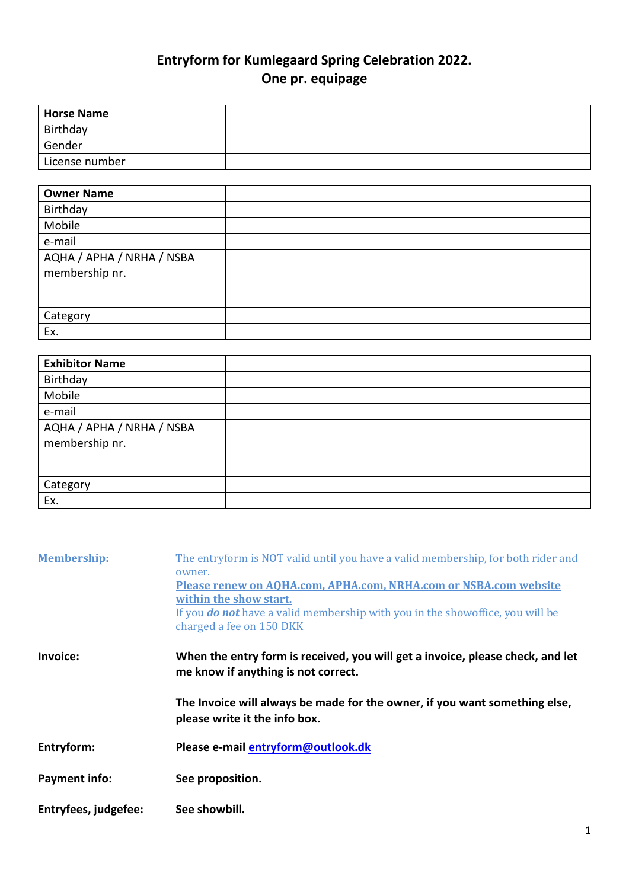# Entryform for Kumlegaard Spring Celebration 2022.
## One pr. equipage

| **Horse Name** | |
|---|---|
| Birthday | |
| Gender | |
| License number | |

| **Owner Name** | |
|---|---|
| Birthday | |
| Mobile | |
| e-mail | |
| AQHA / APHA / NRHA / NSBA membership nr. | |
| Category | |
| Ex. | |

| **Exhibitor Name** | |
|---|---|
| Birthday | |
| Mobile | |
| e-mail | |
| AQHA / APHA / NRHA / NSBA membership nr. | |
| Category | |
| Ex. | |

**Membership:** The entryform is NOT valid until you have a valid membership, for both rider and owner.
**Please renew on AQHA.com, APHA.com, NRHA.com or NSBA.com website within the show start.**
If you ***do not*** have a valid membership with you in the showoffice, you will be charged a fee on 150 DKK

**Invoice:** **When the entry form is received, you will get a invoice, please check, and let me know if anything is not correct.**

**The Invoice will always be made for the owner, if you want something else, please write it the info box.**

**Entryform:** **Please e-mail entryform@outlook.dk**

**Payment info:** **See proposition.**

**Entryfees, judgefee:** **See showbill.**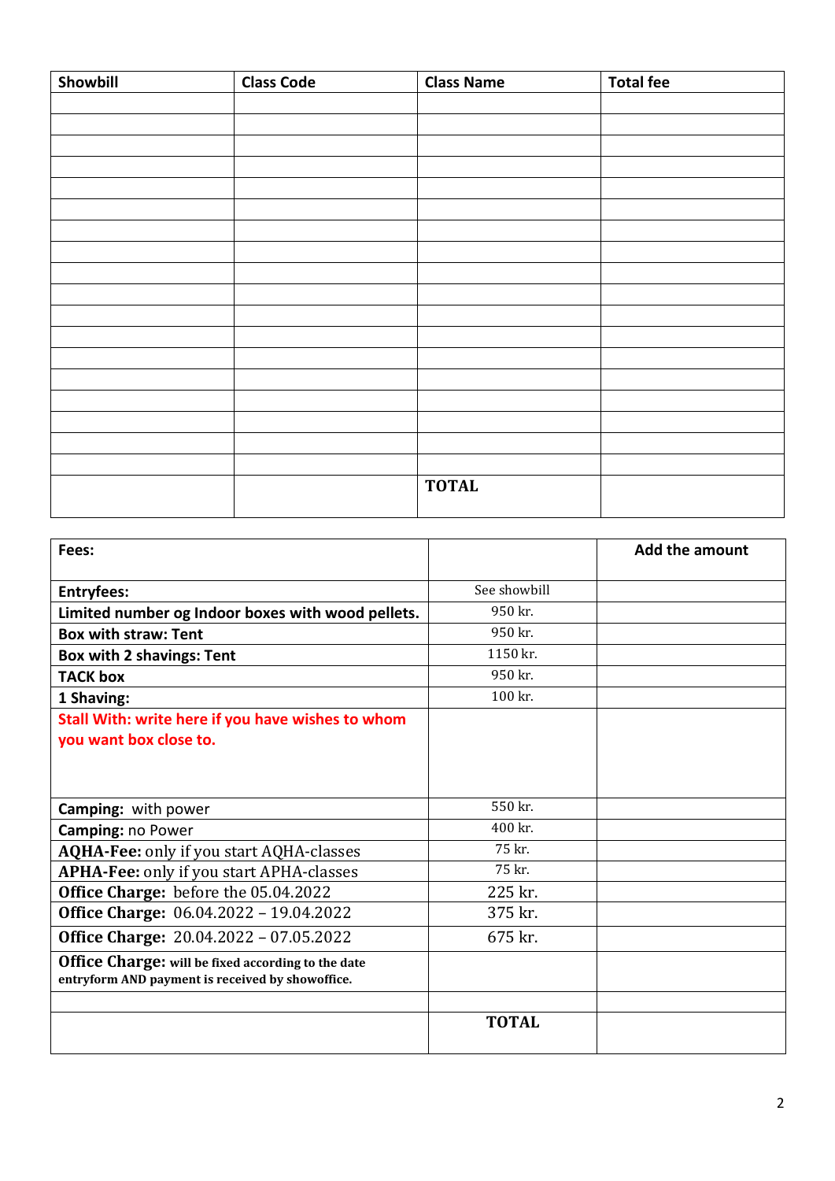| Showbill | Class Code | Class Name | Total fee |
|---|---|---|---|
| | | | |
| | | | |
| | | | |
| | | | |
| | | | |
| | | | |
| | | | |
| | | | |
| | | | |
| | | | |
| | | | |
| | | | |
| | | | |
| | | | |
| | | | |
| | | | |
| | | | |
| | | | |
| | | **TOTAL** | |

| Fees: | | Add the amount |
|---|---|---|
| **Entryfees:** | See showbill | |
| **Limited number og Indoor boxes with wood pellets.** | 950 kr. | |
| **Box with straw: Tent** | 950 kr. | |
| **Box with 2 shavings: Tent** | 1150 kr. | |
| **TACK box** | 950 kr. | |
| **1 Shaving:** | 100 kr. | |
| **Stall With: write here if you have wishes to whom you want box close to.** | | |
| **Camping:** with power | 550 kr. | |
| **Camping:** no Power | 400 kr. | |
| **AQHA-Fee:** only if you start AQHA-classes | 75 kr. | |
| **APHA-Fee:** only if you start APHA-classes | 75 kr. | |
| **Office Charge:** before the 05.04.2022 | 225 kr. | |
| **Office Charge:** 06.04.2022 – 19.04.2022 | 375 kr. | |
| **Office Charge:** 20.04.2022 – 07.05.2022 | 675 kr. | |
| **Office Charge: will be fixed according to the date entryform AND payment is received by showoffice.** | | |
| | | |
| | **TOTAL** | |